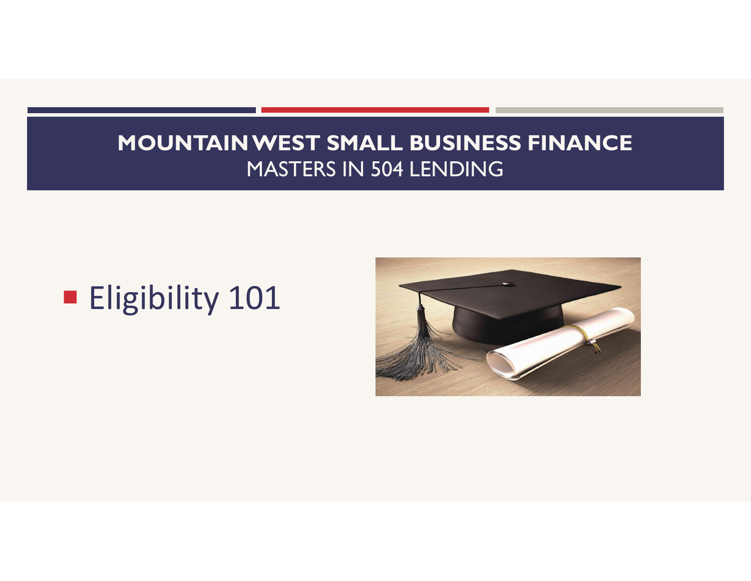# MOUNTAIN WEST SMALL BUSINESS FINANCE

## MASTERS IN 504 LENDING

- Eligibility 101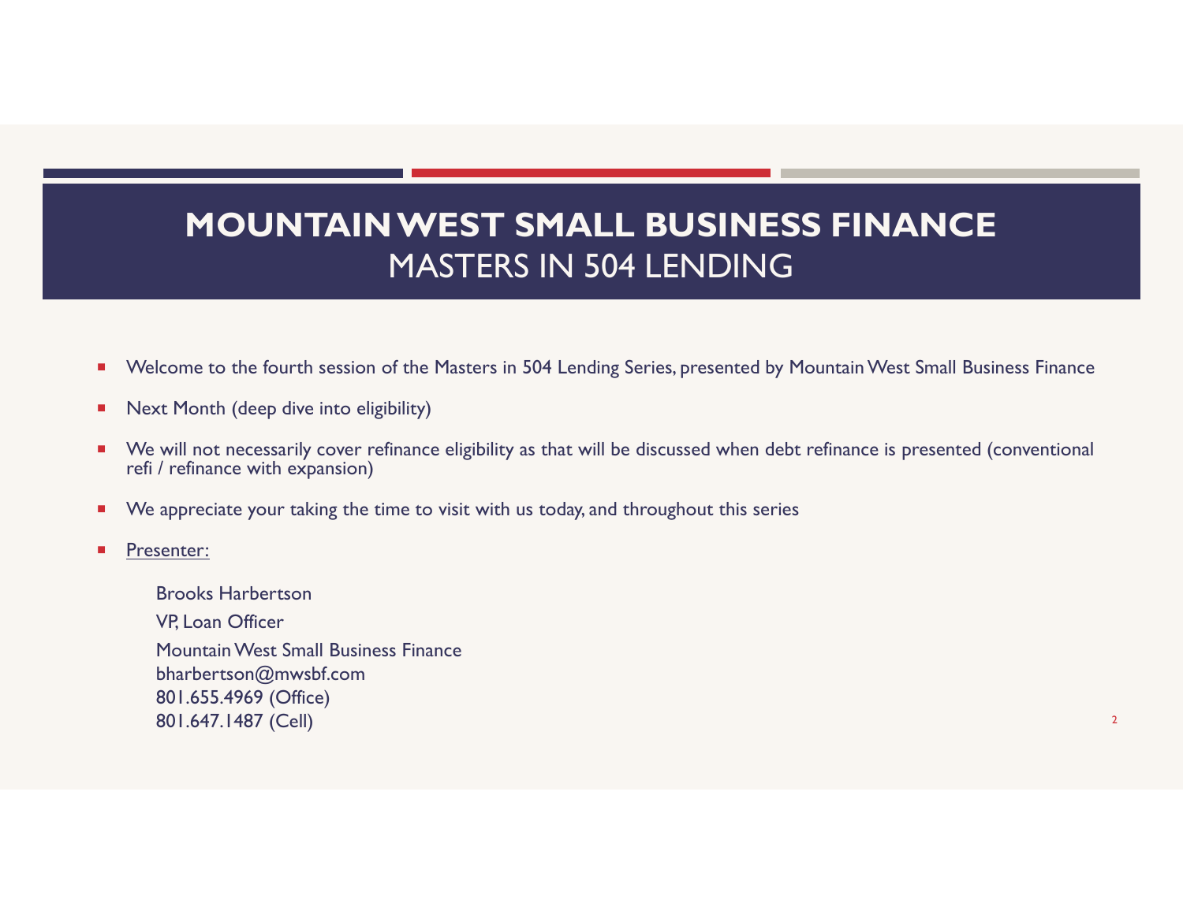# MOUNTAIN WEST SMALL BUSINESS FINANCE

## MASTERS IN 504 LENDING

- Welcome to the fourth session of the Masters in 504 Lending Series, presented by Mountain West Small Business Finance
- Next Month (deep dive into eligibility)
- We will not necessarily cover refinance eligibility as that will be discussed when debt refinance is presented (conventional refi / refinance with expansion)
- We appreciate your taking the time to visit with us today, and throughout this series
- Presenter:

  Brooks Harbertson

  VP, Loan Officer

  Mountain West Small Business Finance
  bharbertson@mwsbf.com
  801.655.4969 (Office)
  801.647.1487 (Cell)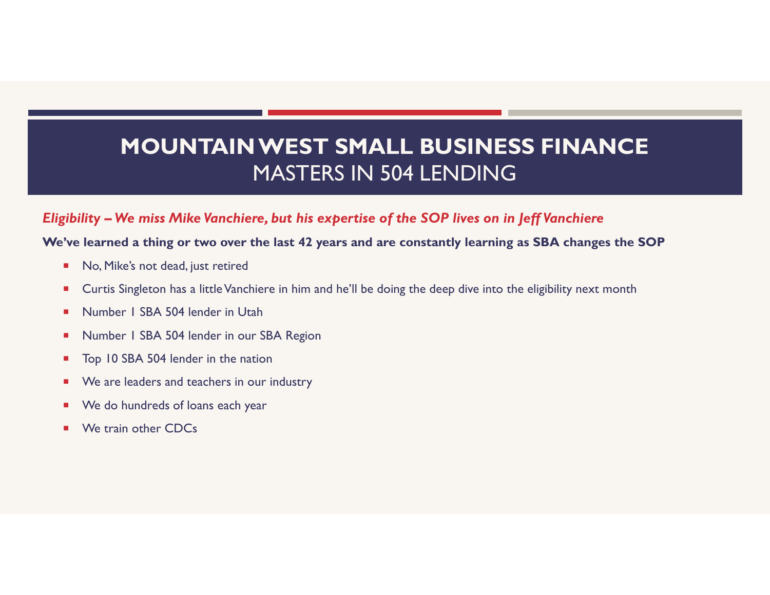# MOUNTAIN WEST SMALL BUSINESS FINANCE
## MASTERS IN 504 LENDING

***Eligibility – We miss Mike Vanchiere, but his expertise of the SOP lives on in Jeff Vanchiere***

**We've learned a thing or two over the last 42 years and are constantly learning as SBA changes the SOP**

- No, Mike's not dead, just retired
- Curtis Singleton has a little Vanchiere in him and he'll be doing the deep dive into the eligibility next month
- Number 1 SBA 504 lender in Utah
- Number 1 SBA 504 lender in our SBA Region
- Top 10 SBA 504 lender in the nation
- We are leaders and teachers in our industry
- We do hundreds of loans each year
- We train other CDCs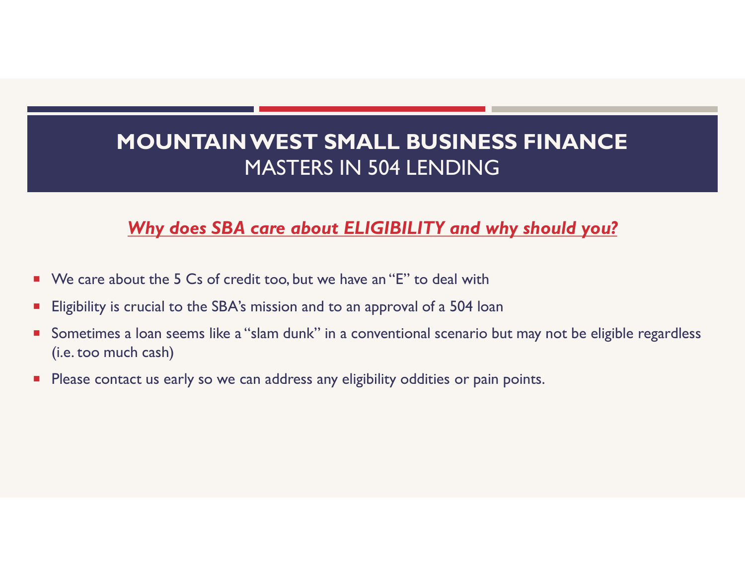# MOUNTAIN WEST SMALL BUSINESS FINANCE
## MASTERS IN 504 LENDING

***Why does SBA care about ELIGIBILITY and why should you?***

- We care about the 5 Cs of credit too, but we have an "E" to deal with
- Eligibility is crucial to the SBA's mission and to an approval of a 504 loan
- Sometimes a loan seems like a "slam dunk" in a conventional scenario but may not be eligible regardless (i.e. too much cash)
- Please contact us early so we can address any eligibility oddities or pain points.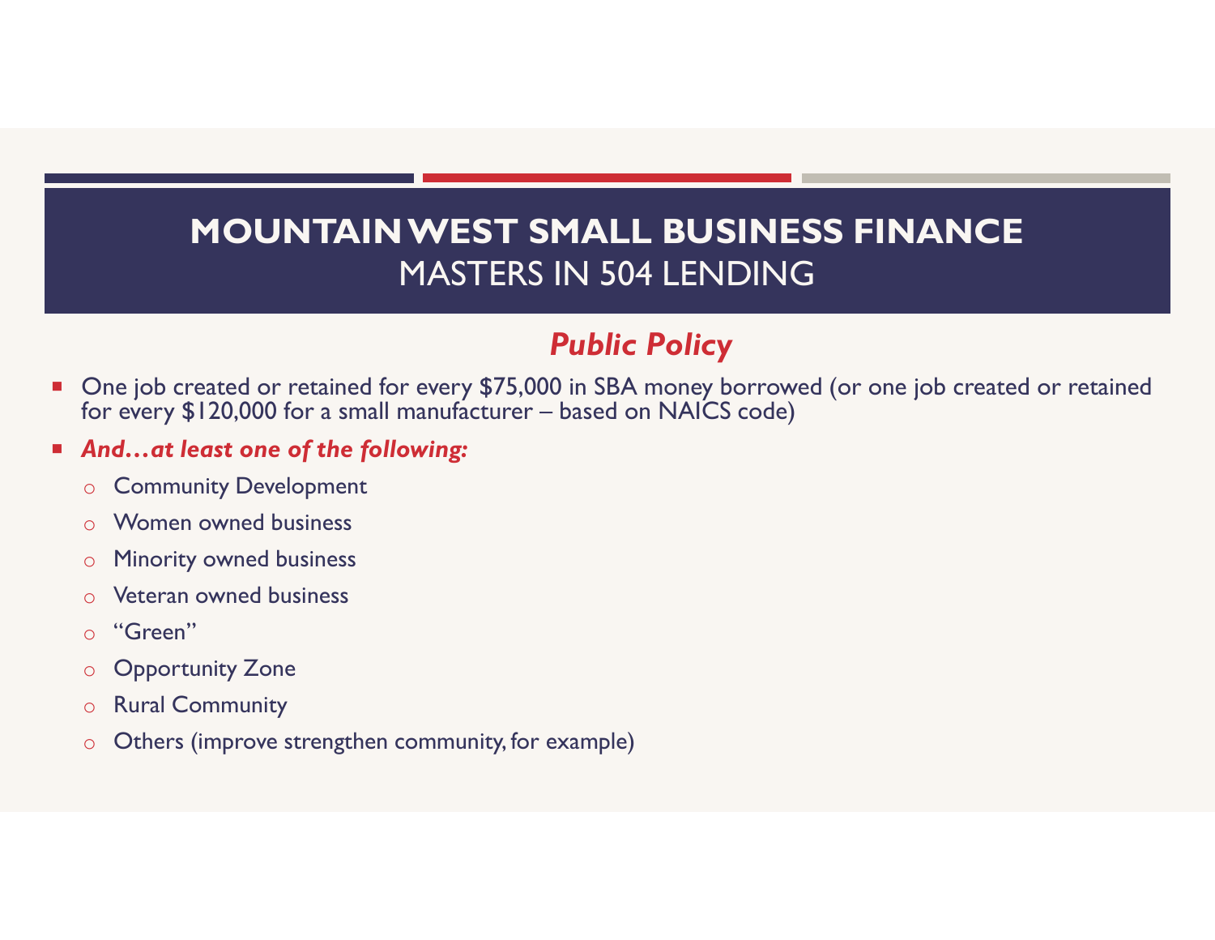# MOUNTAIN WEST SMALL BUSINESS FINANCE
## MASTERS IN 504 LENDING

### *Public Policy*

- One job created or retained for every $75,000 in SBA money borrowed (or one job created or retained for every $120,000 for a small manufacturer – based on NAICS code)
- ***And…at least one of the following:***
  - Community Development
  - Women owned business
  - Minority owned business
  - Veteran owned business
  - "Green"
  - Opportunity Zone
  - Rural Community
  - Others (improve strengthen community, for example)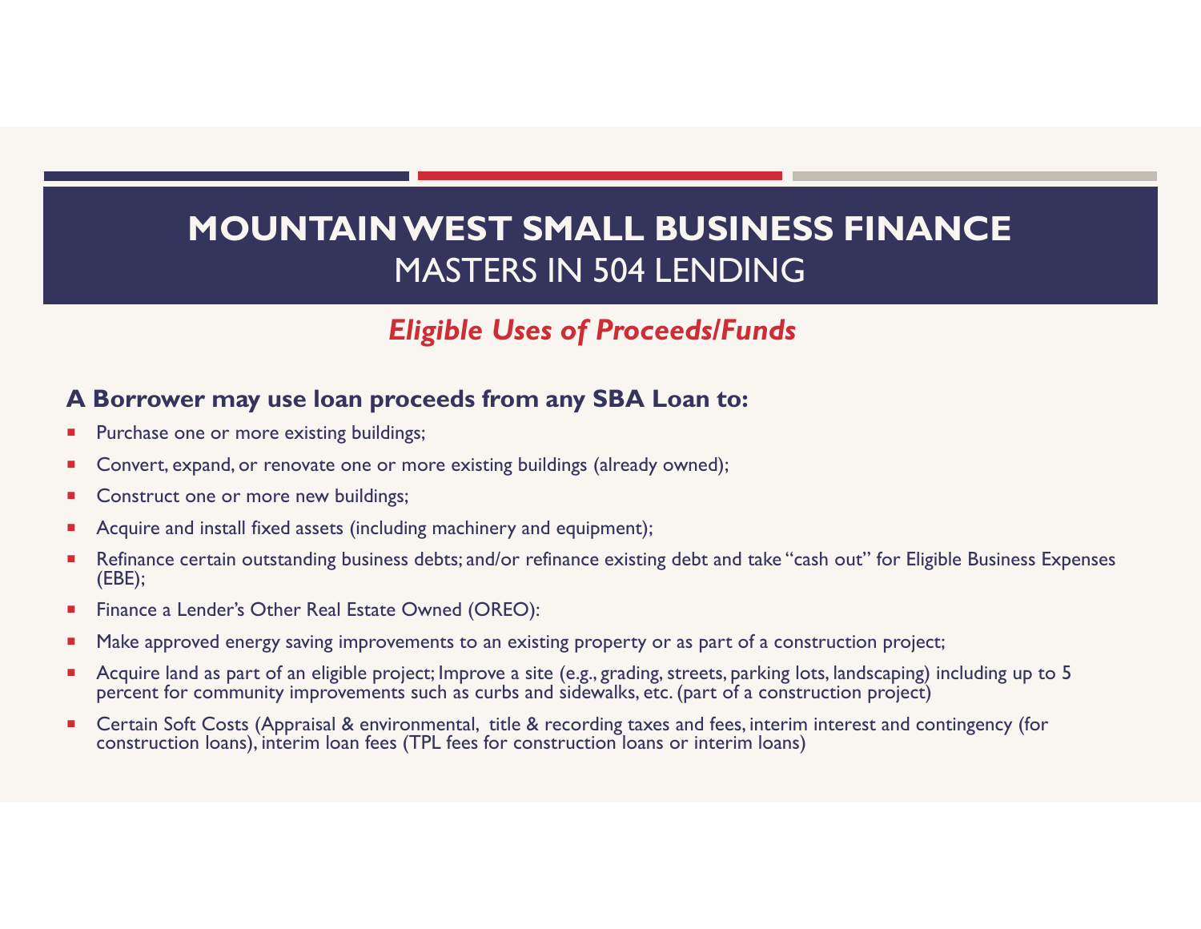# MOUNTAIN WEST SMALL BUSINESS FINANCE

## MASTERS IN 504 LENDING

### *Eligible Uses of Proceeds/Funds*

**A Borrower may use loan proceeds from any SBA Loan to:**

- Purchase one or more existing buildings;
- Convert, expand, or renovate one or more existing buildings (already owned);
- Construct one or more new buildings;
- Acquire and install fixed assets (including machinery and equipment);
- Refinance certain outstanding business debts; and/or refinance existing debt and take "cash out" for Eligible Business Expenses (EBE);
- Finance a Lender's Other Real Estate Owned (OREO):
- Make approved energy saving improvements to an existing property or as part of a construction project;
- Acquire land as part of an eligible project; Improve a site (e.g., grading, streets, parking lots, landscaping) including up to 5 percent for community improvements such as curbs and sidewalks, etc. (part of a construction project)
- Certain Soft Costs (Appraisal & environmental, title & recording taxes and fees, interim interest and contingency (for construction loans), interim loan fees (TPL fees for construction loans or interim loans)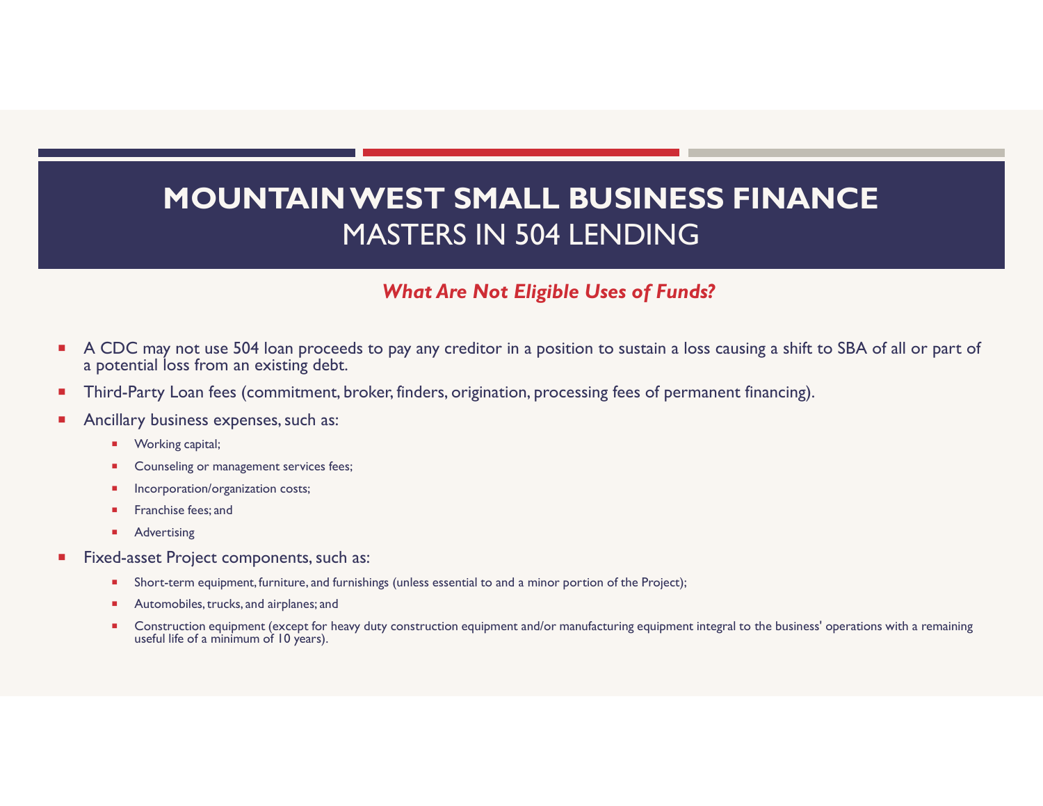# MOUNTAIN WEST SMALL BUSINESS FINANCE
## MASTERS IN 504 LENDING

### *What Are Not Eligible Uses of Funds?*

- A CDC may not use 504 loan proceeds to pay any creditor in a position to sustain a loss causing a shift to SBA of all or part of a potential loss from an existing debt.
- Third-Party Loan fees (commitment, broker, finders, origination, processing fees of permanent financing).
- Ancillary business expenses, such as:
  - Working capital;
  - Counseling or management services fees;
  - Incorporation/organization costs;
  - Franchise fees; and
  - Advertising
- Fixed-asset Project components, such as:
  - Short-term equipment, furniture, and furnishings (unless essential to and a minor portion of the Project);
  - Automobiles, trucks, and airplanes; and
  - Construction equipment (except for heavy duty construction equipment and/or manufacturing equipment integral to the business' operations with a remaining useful life of a minimum of 10 years).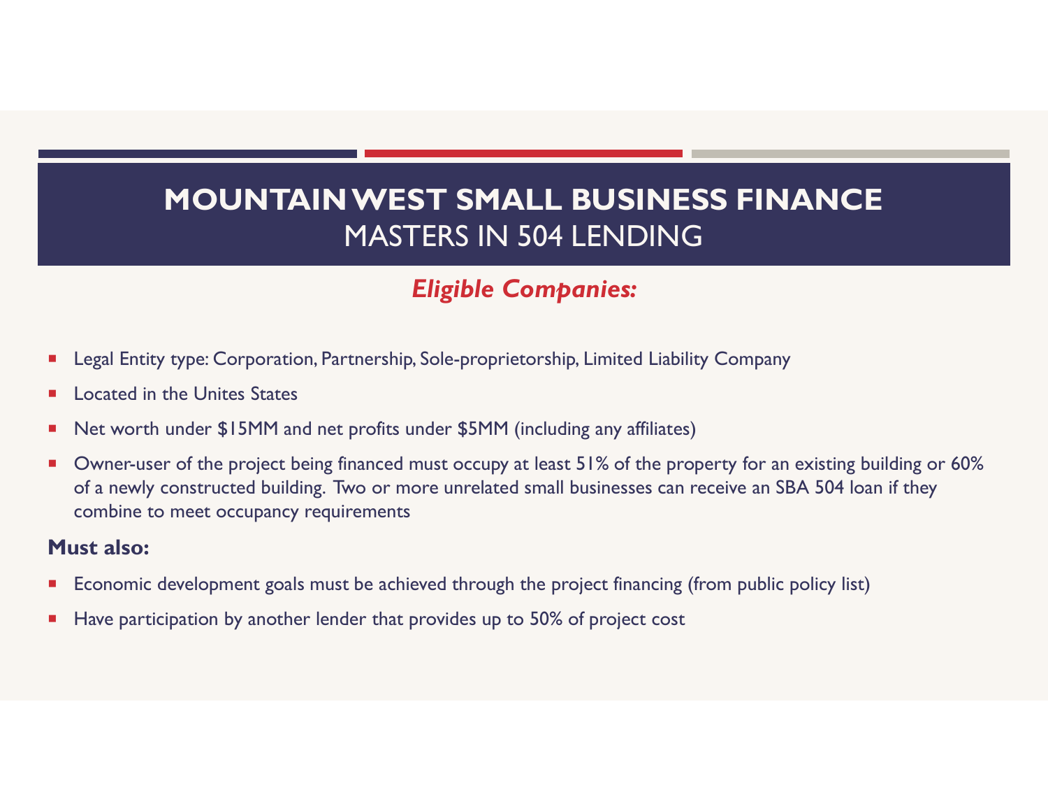# MOUNTAIN WEST SMALL BUSINESS FINANCE
## MASTERS IN 504 LENDING

### *Eligible Companies:*

- Legal Entity type: Corporation, Partnership, Sole-proprietorship, Limited Liability Company
- Located in the Unites States
- Net worth under $15MM and net profits under $5MM (including any affiliates)
- Owner-user of the project being financed must occupy at least 51% of the property for an existing building or 60% of a newly constructed building. Two or more unrelated small businesses can receive an SBA 504 loan if they combine to meet occupancy requirements

**Must also:**

- Economic development goals must be achieved through the project financing (from public policy list)
- Have participation by another lender that provides up to 50% of project cost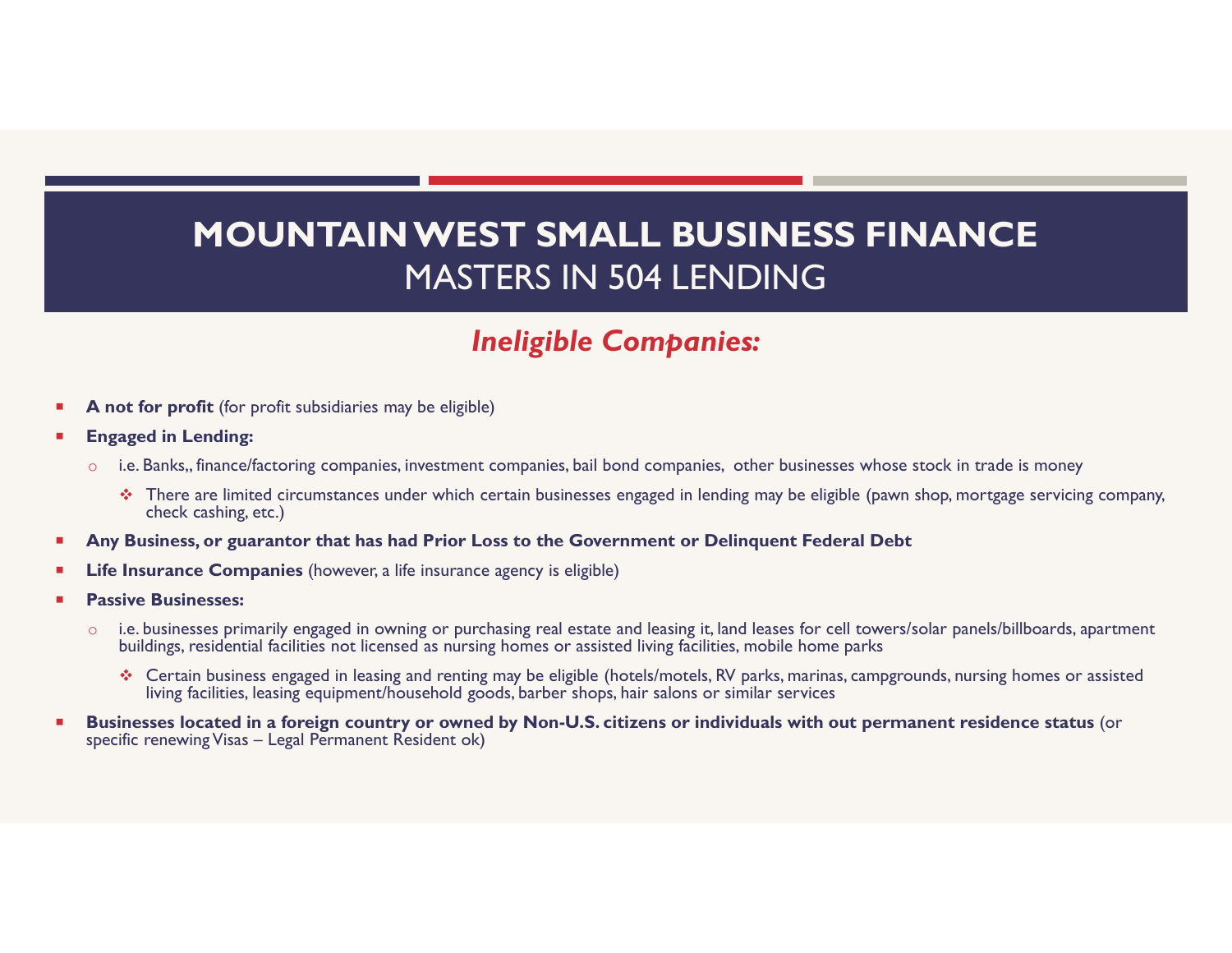# MOUNTAIN WEST SMALL BUSINESS FINANCE
## MASTERS IN 504 LENDING

### *Ineligible Companies:*

- **A not for profit** (for profit subsidiaries may be eligible)
- **Engaged in Lending:**
  - i.e. Banks,, finance/factoring companies, investment companies, bail bond companies, other businesses whose stock in trade is money
    - There are limited circumstances under which certain businesses engaged in lending may be eligible (pawn shop, mortgage servicing company, check cashing, etc.)
- **Any Business, or guarantor that has had Prior Loss to the Government or Delinquent Federal Debt**
- **Life Insurance Companies** (however, a life insurance agency is eligible)
- **Passive Businesses:**
  - i.e. businesses primarily engaged in owning or purchasing real estate and leasing it, land leases for cell towers/solar panels/billboards, apartment buildings, residential facilities not licensed as nursing homes or assisted living facilities, mobile home parks
    - Certain business engaged in leasing and renting may be eligible (hotels/motels, RV parks, marinas, campgrounds, nursing homes or assisted living facilities, leasing equipment/household goods, barber shops, hair salons or similar services
- **Businesses located in a foreign country or owned by Non-U.S. citizens or individuals with out permanent residence status** (or specific renewing Visas – Legal Permanent Resident ok)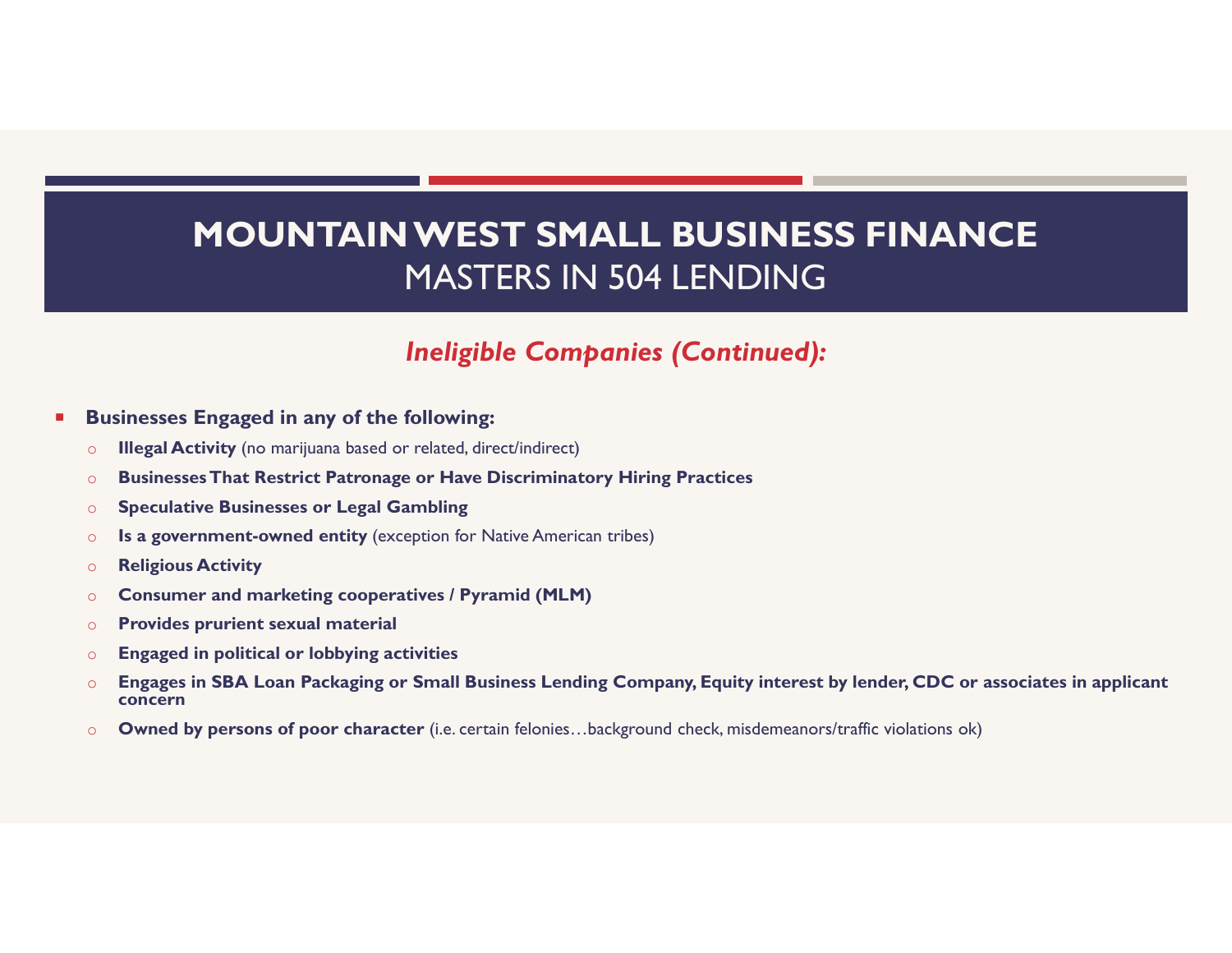# MOUNTAIN WEST SMALL BUSINESS FINANCE
## MASTERS IN 504 LENDING

### *Ineligible Companies (Continued):*

- **Businesses Engaged in any of the following:**
  - **Illegal Activity** (no marijuana based or related, direct/indirect)
  - **Businesses That Restrict Patronage or Have Discriminatory Hiring Practices**
  - **Speculative Businesses or Legal Gambling**
  - **Is a government-owned entity** (exception for Native American tribes)
  - **Religious Activity**
  - **Consumer and marketing cooperatives / Pyramid (MLM)**
  - **Provides prurient sexual material**
  - **Engaged in political or lobbying activities**
  - **Engages in SBA Loan Packaging or Small Business Lending Company, Equity interest by lender, CDC or associates in applicant concern**
  - **Owned by persons of poor character** (i.e. certain felonies…background check, misdemeanors/traffic violations ok)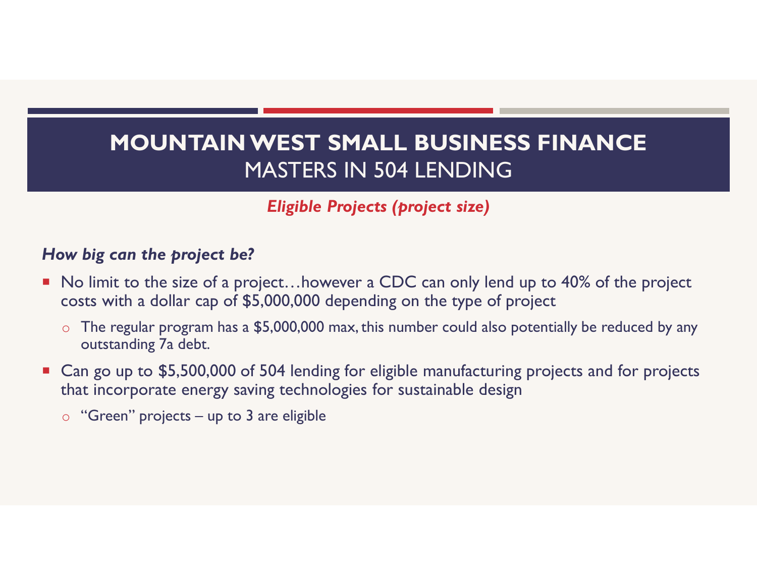# MOUNTAIN WEST SMALL BUSINESS FINANCE
## MASTERS IN 504 LENDING

***Eligible Projects (project size)***

***How big can the project be?***

- No limit to the size of a project…however a CDC can only lend up to 40% of the project costs with a dollar cap of $5,000,000 depending on the type of project
  - The regular program has a $5,000,000 max, this number could also potentially be reduced by any outstanding 7a debt.
- Can go up to $5,500,000 of 504 lending for eligible manufacturing projects and for projects that incorporate energy saving technologies for sustainable design
  - "Green" projects – up to 3 are eligible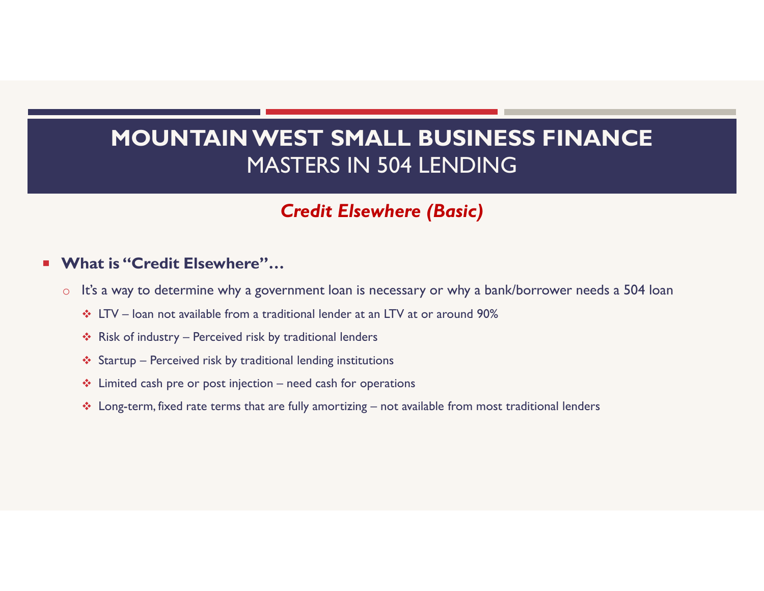# MOUNTAIN WEST SMALL BUSINESS FINANCE
## MASTERS IN 504 LENDING

### *Credit Elsewhere (Basic)*

- **What is "Credit Elsewhere"…**
  - It's a way to determine why a government loan is necessary or why a bank/borrower needs a 504 loan
    - LTV – loan not available from a traditional lender at an LTV at or around 90%
    - Risk of industry – Perceived risk by traditional lenders
    - Startup – Perceived risk by traditional lending institutions
    - Limited cash pre or post injection – need cash for operations
    - Long-term, fixed rate terms that are fully amortizing – not available from most traditional lenders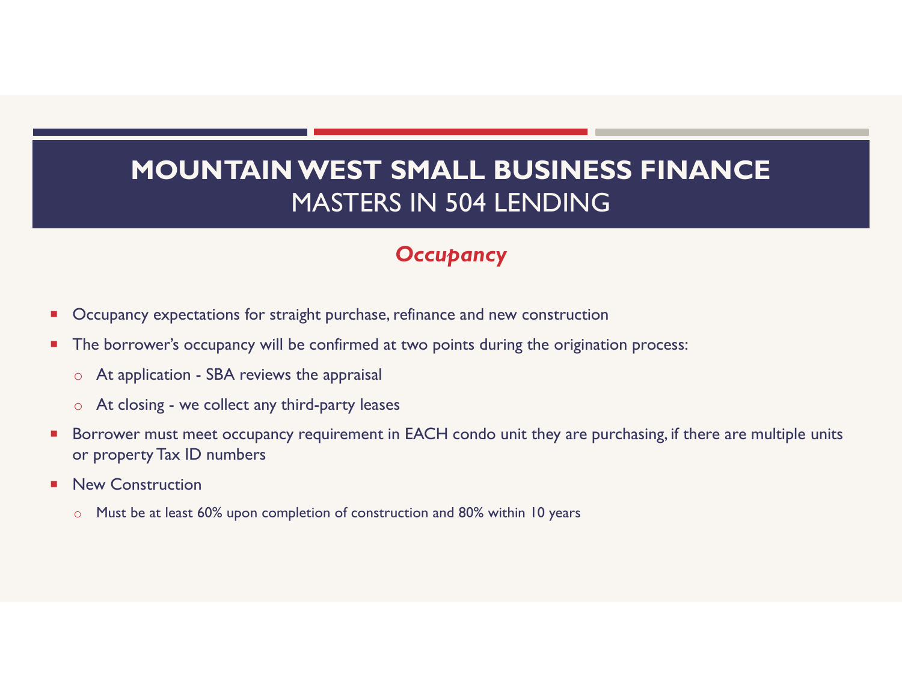# MOUNTAIN WEST SMALL BUSINESS FINANCE
## MASTERS IN 504 LENDING

### *Occupancy*

- Occupancy expectations for straight purchase, refinance and new construction
- The borrower's occupancy will be confirmed at two points during the origination process:
  - At application - SBA reviews the appraisal
  - At closing - we collect any third-party leases
- Borrower must meet occupancy requirement in EACH condo unit they are purchasing, if there are multiple units or property Tax ID numbers
- New Construction
  - Must be at least 60% upon completion of construction and 80% within 10 years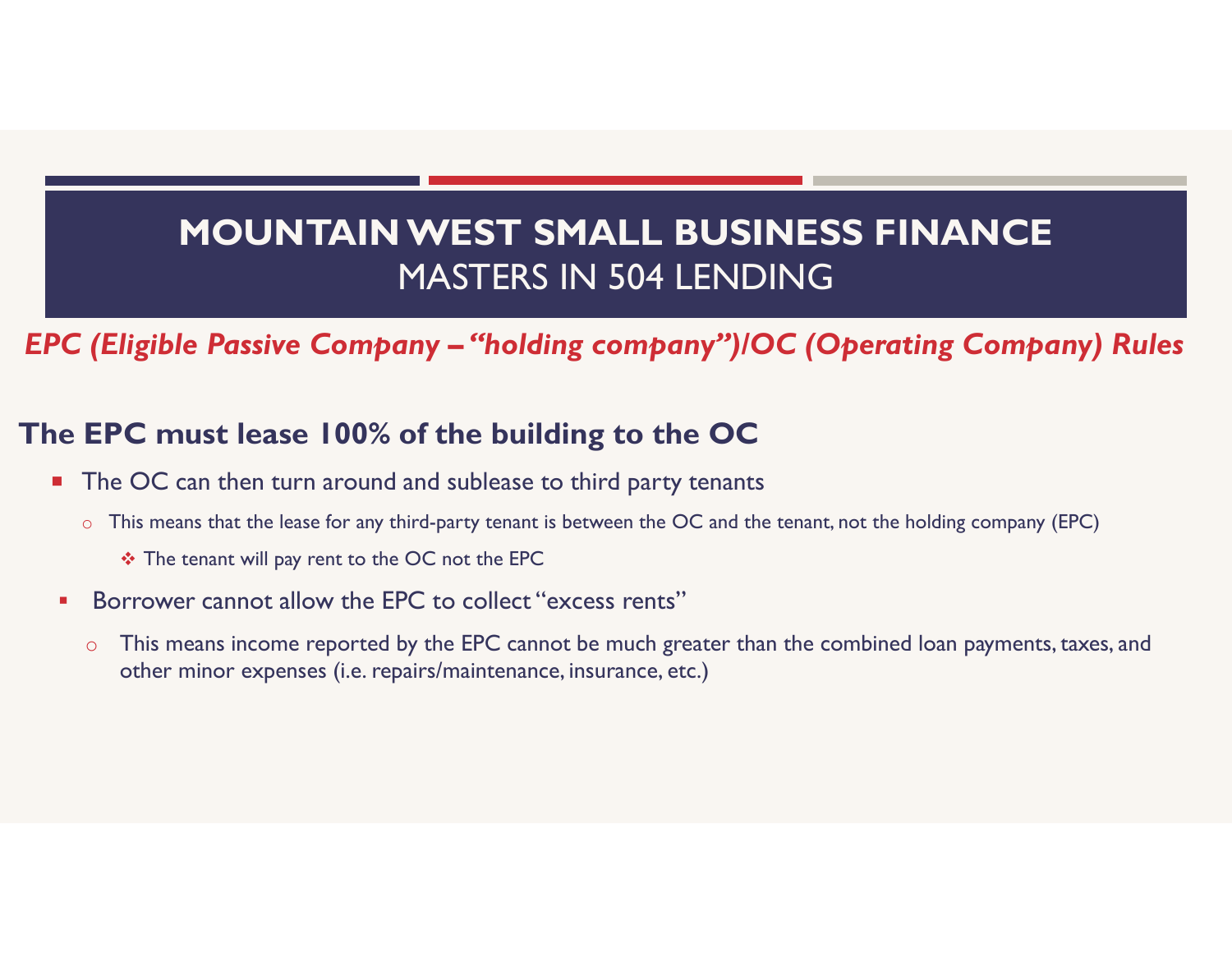# MOUNTAIN WEST SMALL BUSINESS FINANCE
## MASTERS IN 504 LENDING

***EPC (Eligible Passive Company – "holding company")/OC (Operating Company) Rules***

### The EPC must lease 100% of the building to the OC

- The OC can then turn around and sublease to third party tenants
  - This means that the lease for any third-party tenant is between the OC and the tenant, not the holding company (EPC)
    - The tenant will pay rent to the OC not the EPC
- Borrower cannot allow the EPC to collect "excess rents"
  - This means income reported by the EPC cannot be much greater than the combined loan payments, taxes, and other minor expenses (i.e. repairs/maintenance, insurance, etc.)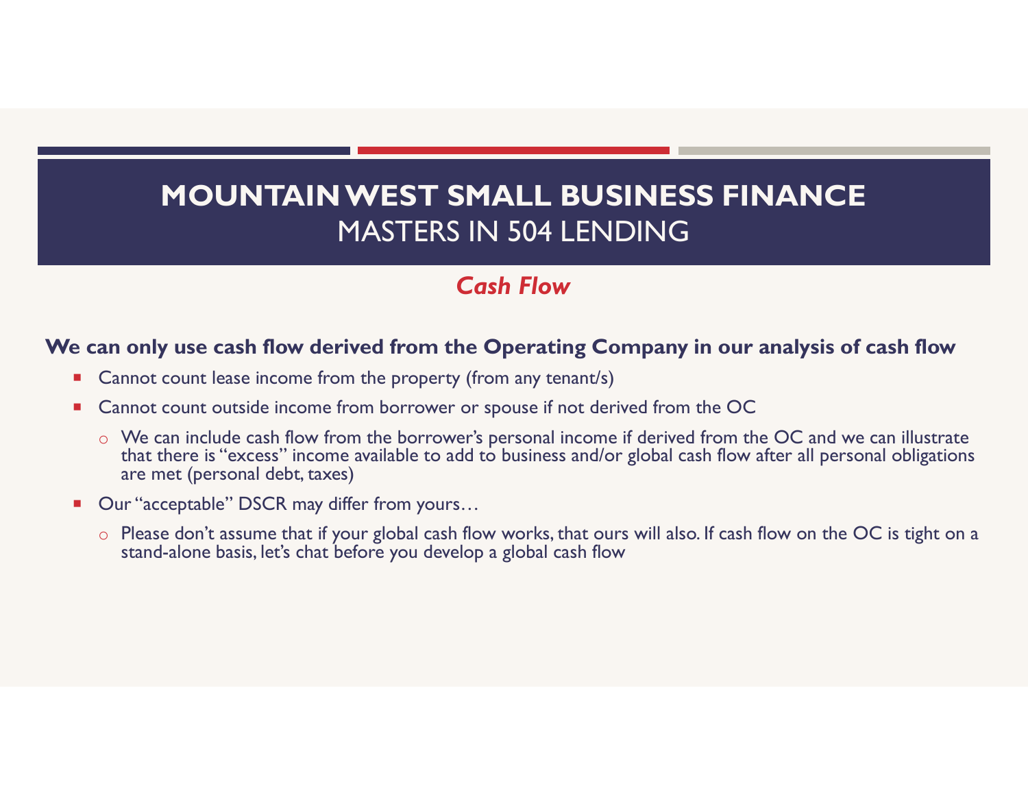# MOUNTAIN WEST SMALL BUSINESS FINANCE
## MASTERS IN 504 LENDING

### *Cash Flow*

**We can only use cash flow derived from the Operating Company in our analysis of cash flow**

- Cannot count lease income from the property (from any tenant/s)
- Cannot count outside income from borrower or spouse if not derived from the OC
  - We can include cash flow from the borrower's personal income if derived from the OC and we can illustrate that there is "excess" income available to add to business and/or global cash flow after all personal obligations are met (personal debt, taxes)
- Our "acceptable" DSCR may differ from yours…
  - Please don't assume that if your global cash flow works, that ours will also. If cash flow on the OC is tight on a stand-alone basis, let's chat before you develop a global cash flow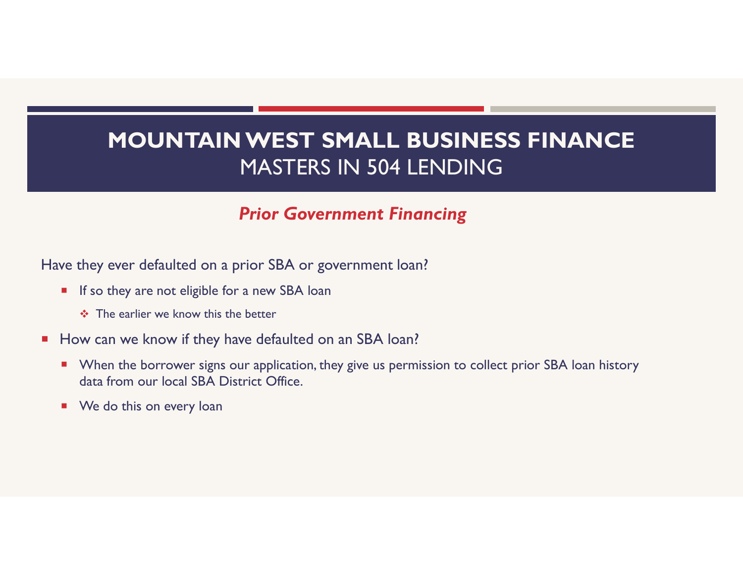# MOUNTAIN WEST SMALL BUSINESS FINANCE
## MASTERS IN 504 LENDING

### ***Prior Government Financing***

Have they ever defaulted on a prior SBA or government loan?

- If so they are not eligible for a new SBA loan
  - The earlier we know this the better
- How can we know if they have defaulted on an SBA loan?
  - When the borrower signs our application, they give us permission to collect prior SBA loan history data from our local SBA District Office.
  - We do this on every loan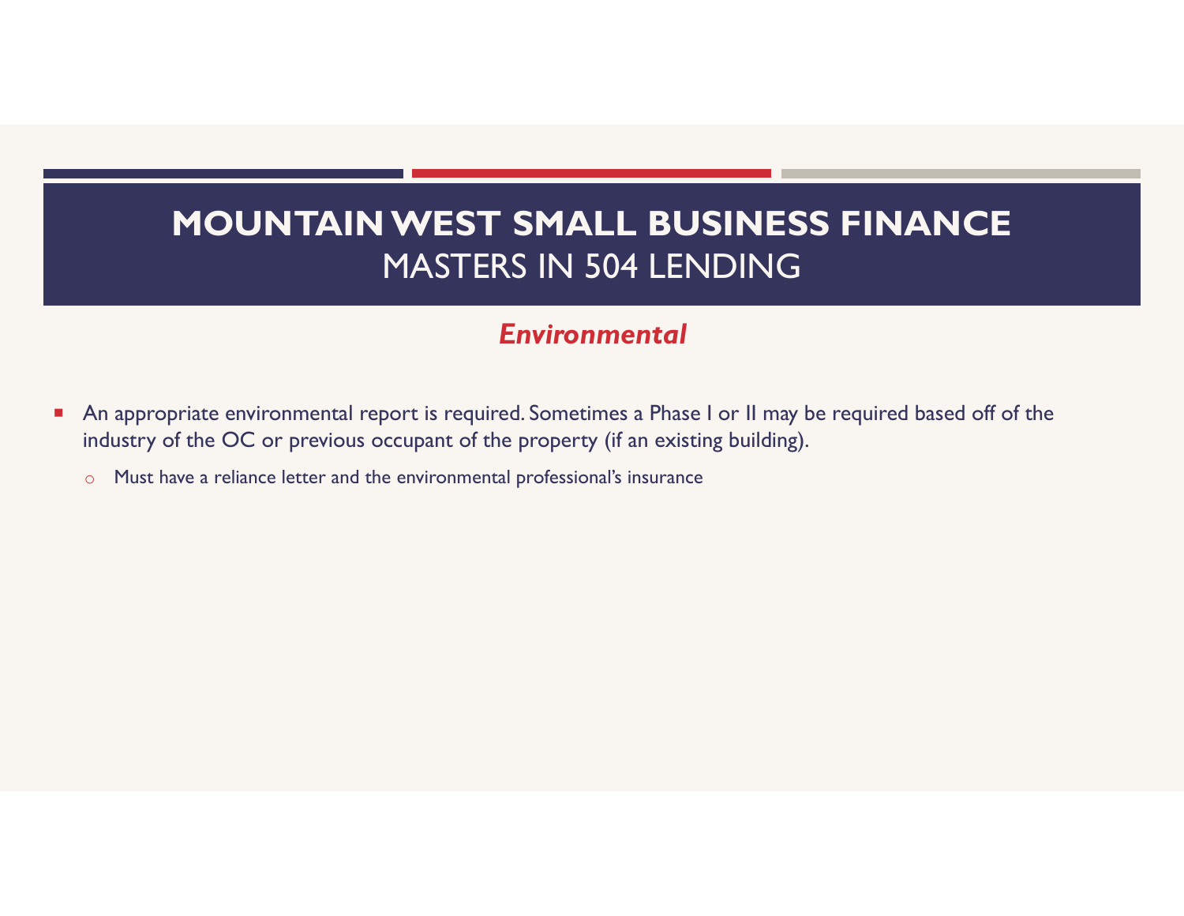# MOUNTAIN WEST SMALL BUSINESS FINANCE
## MASTERS IN 504 LENDING

### *Environmental*

- An appropriate environmental report is required. Sometimes a Phase I or II may be required based off of the industry of the OC or previous occupant of the property (if an existing building).
  - Must have a reliance letter and the environmental professional's insurance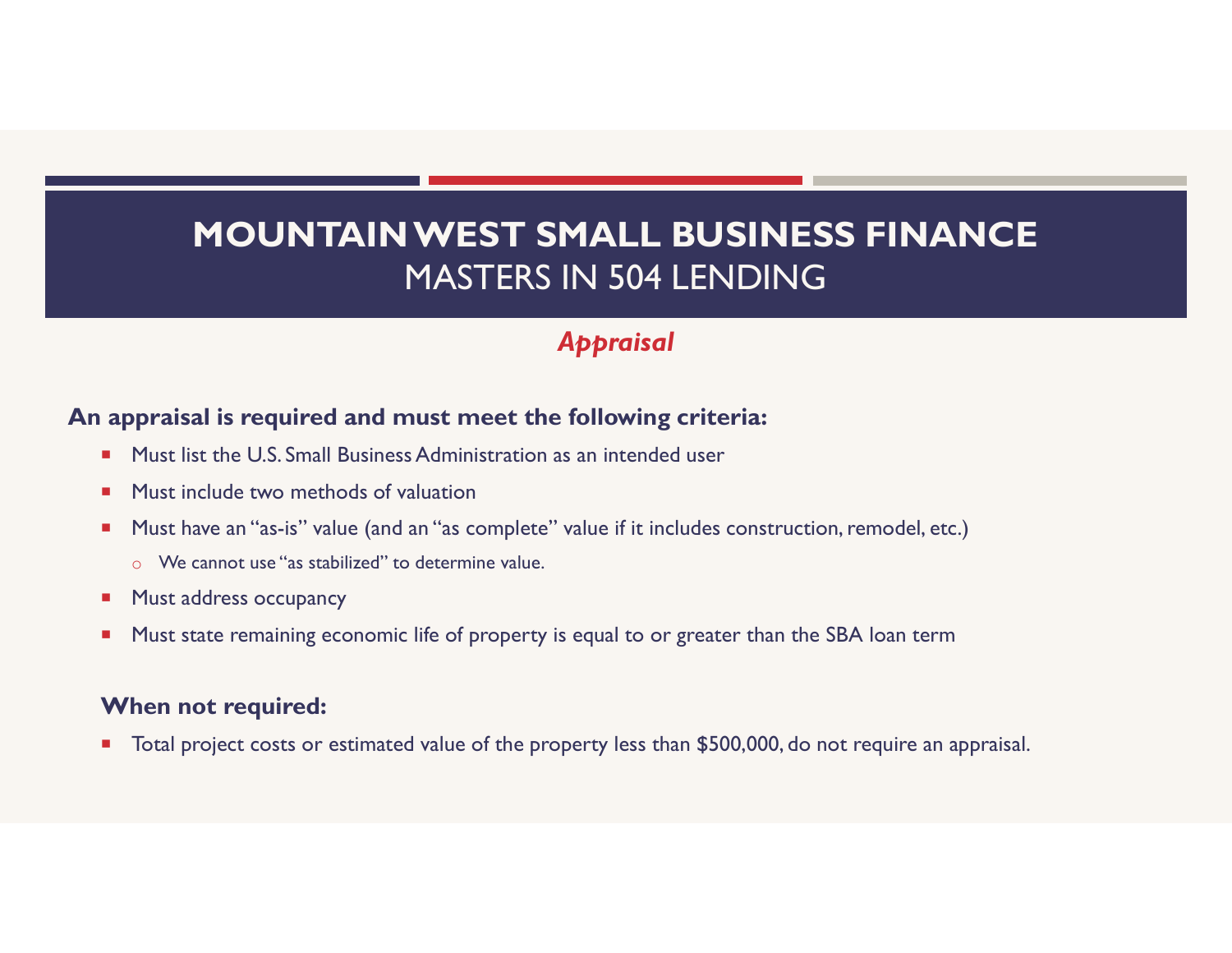# MOUNTAIN WEST SMALL BUSINESS FINANCE
## MASTERS IN 504 LENDING

### *Appraisal*

**An appraisal is required and must meet the following criteria:**

- Must list the U.S. Small Business Administration as an intended user
- Must include two methods of valuation
- Must have an "as-is" value (and an "as complete" value if it includes construction, remodel, etc.)
  - We cannot use "as stabilized" to determine value.
- Must address occupancy
- Must state remaining economic life of property is equal to or greater than the SBA loan term

**When not required:**

- Total project costs or estimated value of the property less than $500,000, do not require an appraisal.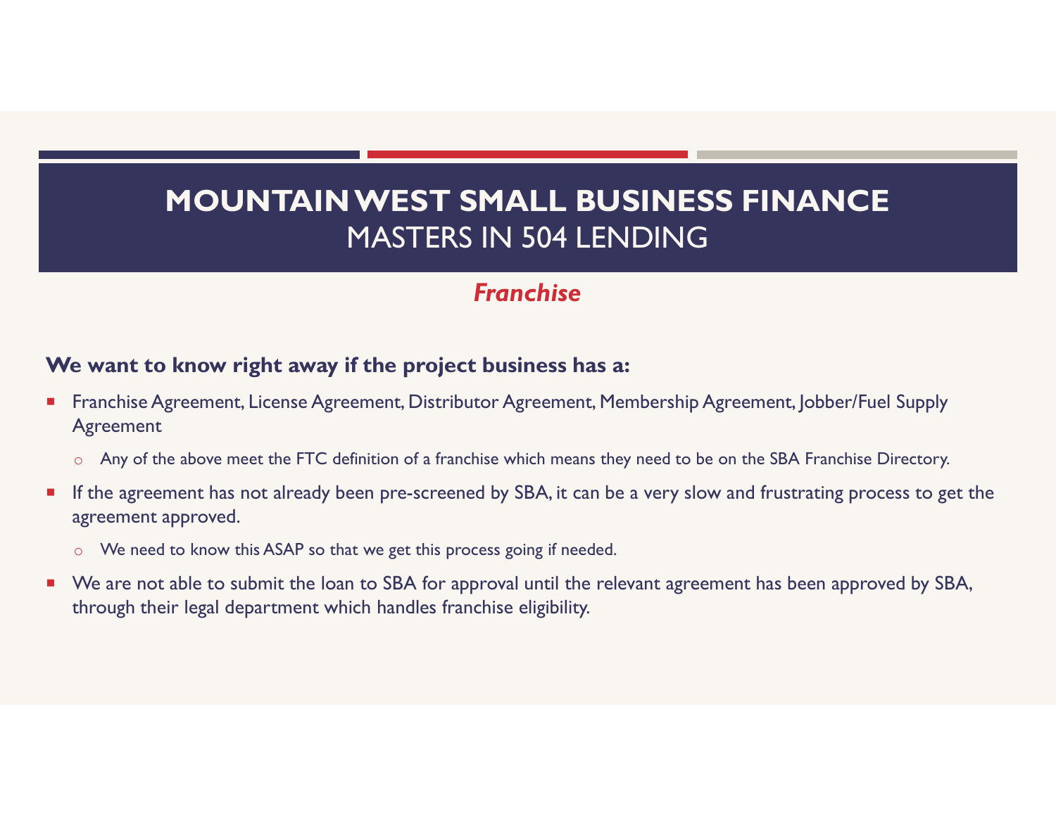# MOUNTAIN WEST SMALL BUSINESS FINANCE
## MASTERS IN 504 LENDING

### *Franchise*

**We want to know right away if the project business has a:**

- Franchise Agreement, License Agreement, Distributor Agreement, Membership Agreement, Jobber/Fuel Supply Agreement
  - Any of the above meet the FTC definition of a franchise which means they need to be on the SBA Franchise Directory.
- If the agreement has not already been pre-screened by SBA, it can be a very slow and frustrating process to get the agreement approved.
  - We need to know this ASAP so that we get this process going if needed.
- We are not able to submit the loan to SBA for approval until the relevant agreement has been approved by SBA, through their legal department which handles franchise eligibility.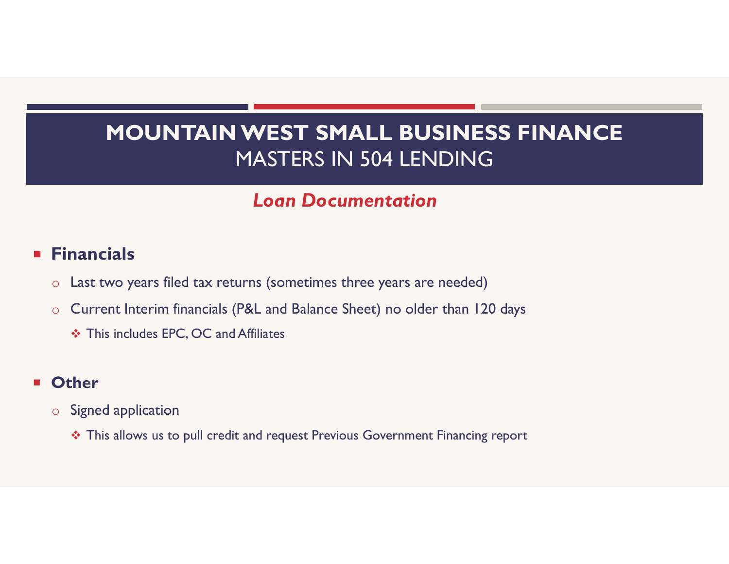# MOUNTAIN WEST SMALL BUSINESS FINANCE
## MASTERS IN 504 LENDING

### *Loan Documentation*

- **Financials**
  - Last two years filed tax returns (sometimes three years are needed)
  - Current Interim financials (P&L and Balance Sheet) no older than 120 days
    - This includes EPC, OC and Affiliates

- **Other**
  - Signed application
    - This allows us to pull credit and request Previous Government Financing report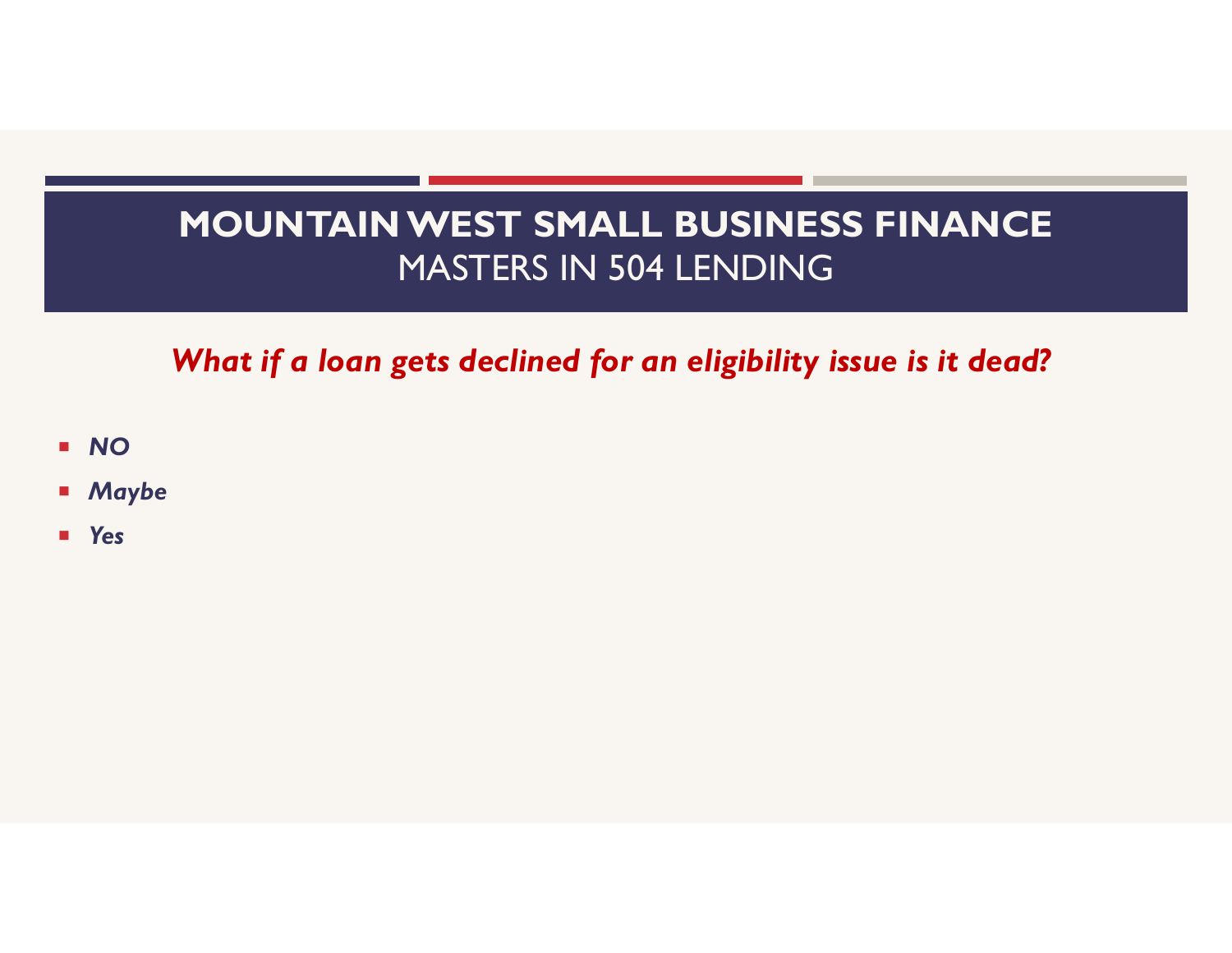# MOUNTAIN WEST SMALL BUSINESS FINANCE
## MASTERS IN 504 LENDING

***What if a loan gets declined for an eligibility issue is it dead?***

- ***NO***
- ***Maybe***
- ***Yes***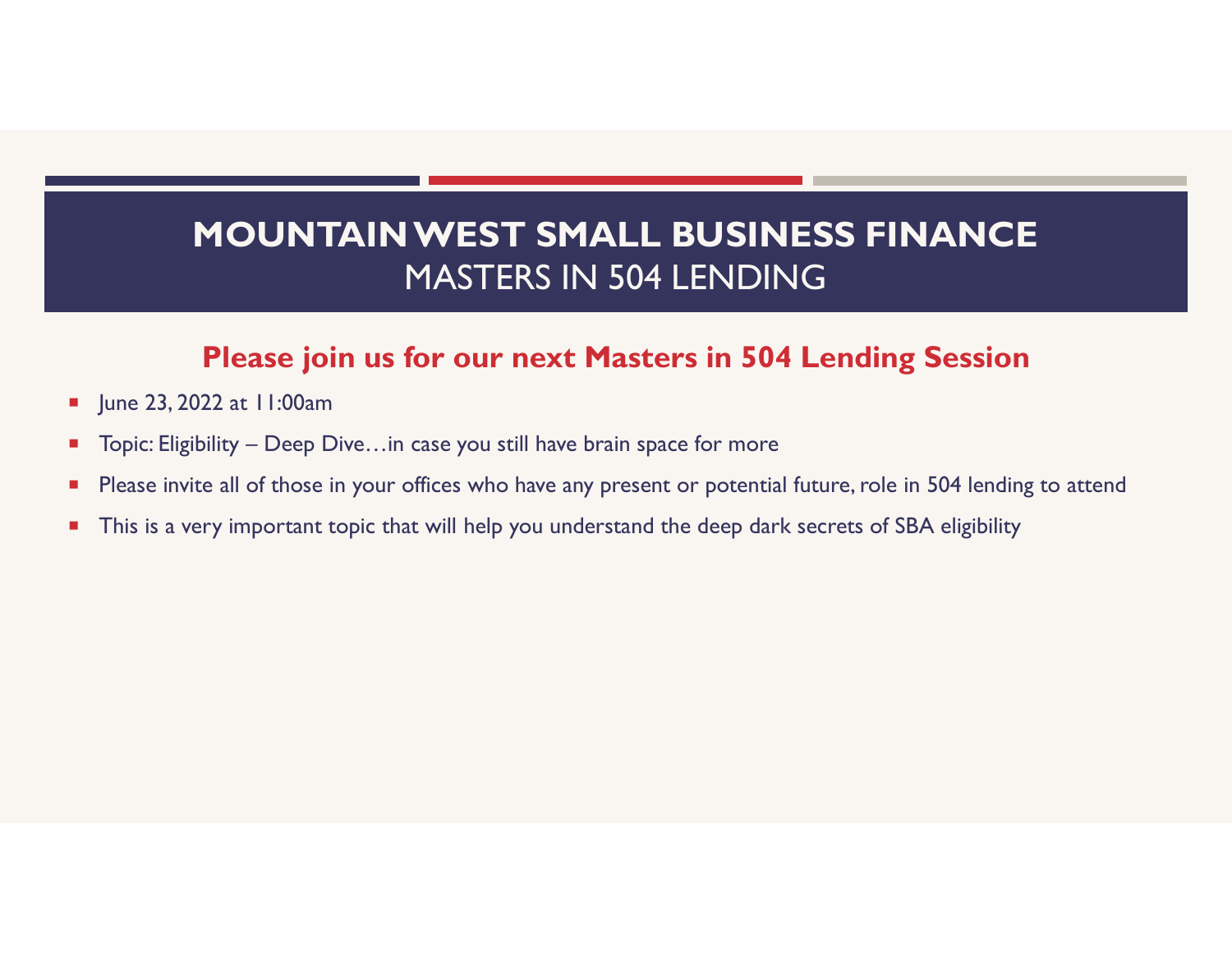# MOUNTAIN WEST SMALL BUSINESS FINANCE
## MASTERS IN 504 LENDING

**Please join us for our next Masters in 504 Lending Session**

- June 23, 2022 at 11:00am
- Topic: Eligibility – Deep Dive…in case you still have brain space for more
- Please invite all of those in your offices who have any present or potential future, role in 504 lending to attend
- This is a very important topic that will help you understand the deep dark secrets of SBA eligibility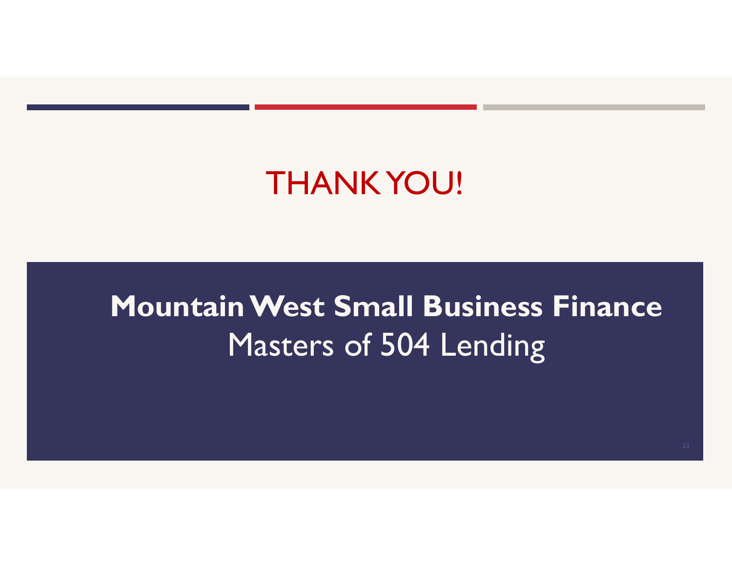# THANK YOU!

**Mountain West Small Business Finance**

Masters of 504 Lending